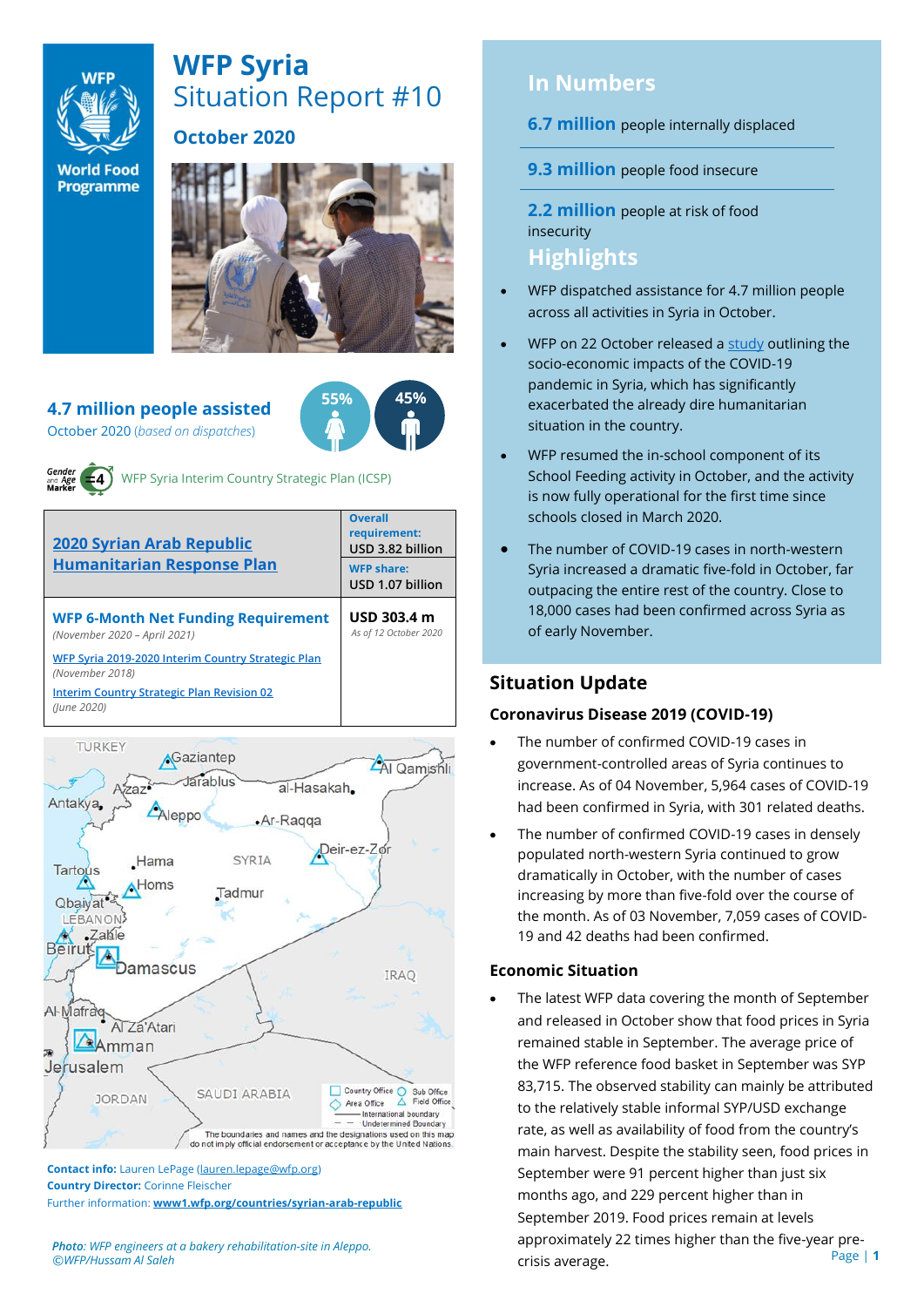# WFP Syria
## Situation Report #10

### October 2020

**4.7 million people assisted**
October 2020 (*based on dispatches*)

55% 45%

WFP Syria Interim Country Strategic Plan (ICSP)

| [2020 Syrian Arab Republic Humanitarian Response Plan](#) | **Overall requirement:** USD 3.82 billion<br>**WFP share:** USD 1.07 billion |
|---|---|
| **WFP 6-Month Net Funding Requirement** *(November 2020 – April 2021)*<br>[WFP Syria 2019-2020 Interim Country Strategic Plan](#) *(November 2018)*<br>[Interim Country Strategic Plan Revision 02](#) *(June 2020)* | **USD 303.4 m**<br>*As of 12 October 2020* |

The boundaries and names and the designations used on this map do not imply official endorsement or acceptance by the United Nations.

**Contact info:** Lauren LePage (lauren.lepage@wfp.org)
**Country Director:** Corinne Fleischer
Further information: **www1.wfp.org/countries/syrian-arab-republic**

*Photo: WFP engineers at a bakery rehabilitation-site in Aleppo. ©WFP/Hussam Al Saleh*

## In Numbers

**6.7 million** people internally displaced

**9.3 million** people food insecure

**2.2 million** people at risk of food insecurity

## Highlights

- WFP dispatched assistance for 4.7 million people across all activities in Syria in October.
- WFP on 22 October released a study outlining the socio-economic impacts of the COVID-19 pandemic in Syria, which has significantly exacerbated the already dire humanitarian situation in the country.
- WFP resumed the in-school component of its School Feeding activity in October, and the activity is now fully operational for the first time since schools closed in March 2020.
- The number of COVID-19 cases in north-western Syria increased a dramatic five-fold in October, far outpacing the entire rest of the country. Close to 18,000 cases had been confirmed across Syria as of early November.

## Situation Update

### Coronavirus Disease 2019 (COVID-19)

- The number of confirmed COVID-19 cases in government-controlled areas of Syria continues to increase. As of 04 November, 5,964 cases of COVID-19 had been confirmed in Syria, with 301 related deaths.
- The number of confirmed COVID-19 cases in densely populated north-western Syria continued to grow dramatically in October, with the number of cases increasing by more than five-fold over the course of the month. As of 03 November, 7,059 cases of COVID-19 and 42 deaths had been confirmed.

### Economic Situation

- The latest WFP data covering the month of September and released in October show that food prices in Syria remained stable in September. The average price of the WFP reference food basket in September was SYP 83,715. The observed stability can mainly be attributed to the relatively stable informal SYP/USD exchange rate, as well as availability of food from the country's main harvest. Despite the stability seen, food prices in September were 91 percent higher than just six months ago, and 229 percent higher than in September 2019. Food prices remain at levels approximately 22 times higher than the five-year pre-crisis average.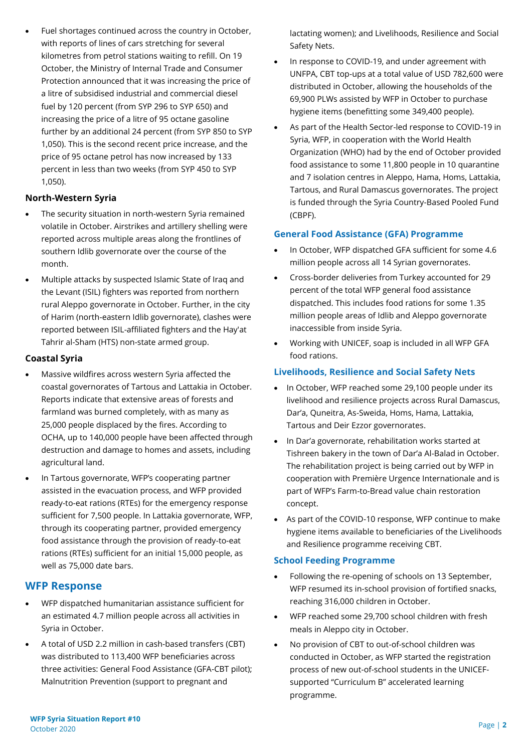- Fuel shortages continued across the country in October, with reports of lines of cars stretching for several kilometres from petrol stations waiting to refill. On 19 October, the Ministry of Internal Trade and Consumer Protection announced that it was increasing the price of a litre of subsidised industrial and commercial diesel fuel by 120 percent (from SYP 296 to SYP 650) and increasing the price of a litre of 95 octane gasoline further by an additional 24 percent (from SYP 850 to SYP 1,050). This is the second recent price increase, and the price of 95 octane petrol has now increased by 133 percent in less than two weeks (from SYP 450 to SYP 1,050).

**North-Western Syria**

- The security situation in north-western Syria remained volatile in October. Airstrikes and artillery shelling were reported across multiple areas along the frontlines of southern Idlib governorate over the course of the month.
- Multiple attacks by suspected Islamic State of Iraq and the Levant (ISIL) fighters was reported from northern rural Aleppo governorate in October. Further, in the city of Harim (north-eastern Idlib governorate), clashes were reported between ISIL-affiliated fighters and the Hay'at Tahrir al-Sham (HTS) non-state armed group.

**Coastal Syria**

- Massive wildfires across western Syria affected the coastal governorates of Tartous and Lattakia in October. Reports indicate that extensive areas of forests and farmland was burned completely, with as many as 25,000 people displaced by the fires. According to OCHA, up to 140,000 people have been affected through destruction and damage to homes and assets, including agricultural land.
- In Tartous governorate, WFP's cooperating partner assisted in the evacuation process, and WFP provided ready-to-eat rations (RTEs) for the emergency response sufficient for 7,500 people. In Lattakia governorate, WFP, through its cooperating partner, provided emergency food assistance through the provision of ready-to-eat rations (RTEs) sufficient for an initial 15,000 people, as well as 75,000 date bars.

## WFP Response

- WFP dispatched humanitarian assistance sufficient for an estimated 4.7 million people across all activities in Syria in October.
- A total of USD 2.2 million in cash-based transfers (CBT) was distributed to 113,400 WFP beneficiaries across three activities: General Food Assistance (GFA-CBT pilot); Malnutrition Prevention (support to pregnant and lactating women); and Livelihoods, Resilience and Social Safety Nets.
- In response to COVID-19, and under agreement with UNFPA, CBT top-ups at a total value of USD 782,600 were distributed in October, allowing the households of the 69,900 PLWs assisted by WFP in October to purchase hygiene items (benefitting some 349,400 people).
- As part of the Health Sector-led response to COVID-19 in Syria, WFP, in cooperation with the World Health Organization (WHO) had by the end of October provided food assistance to some 11,800 people in 10 quarantine and 7 isolation centres in Aleppo, Hama, Homs, Lattakia, Tartous, and Rural Damascus governorates. The project is funded through the Syria Country-Based Pooled Fund (CBPF).

### General Food Assistance (GFA) Programme

- In October, WFP dispatched GFA sufficient for some 4.6 million people across all 14 Syrian governorates.
- Cross-border deliveries from Turkey accounted for 29 percent of the total WFP general food assistance dispatched. This includes food rations for some 1.35 million people areas of Idlib and Aleppo governorate inaccessible from inside Syria.
- Working with UNICEF, soap is included in all WFP GFA food rations.

### Livelihoods, Resilience and Social Safety Nets

- In October, WFP reached some 29,100 people under its livelihood and resilience projects across Rural Damascus, Dar'a, Quneitra, As-Sweida, Homs, Hama, Lattakia, Tartous and Deir Ezzor governorates.
- In Dar'a governorate, rehabilitation works started at Tishreen bakery in the town of Dar'a Al-Balad in October. The rehabilitation project is being carried out by WFP in cooperation with Première Urgence Internationale and is part of WFP's Farm-to-Bread value chain restoration concept.
- As part of the COVID-10 response, WFP continue to make hygiene items available to beneficiaries of the Livelihoods and Resilience programme receiving CBT.

### School Feeding Programme

- Following the re-opening of schools on 13 September, WFP resumed its in-school provision of fortified snacks, reaching 316,000 children in October.
- WFP reached some 29,700 school children with fresh meals in Aleppo city in October.
- No provision of CBT to out-of-school children was conducted in October, as WFP started the registration process of new out-of-school students in the UNICEF-supported "Curriculum B" accelerated learning programme.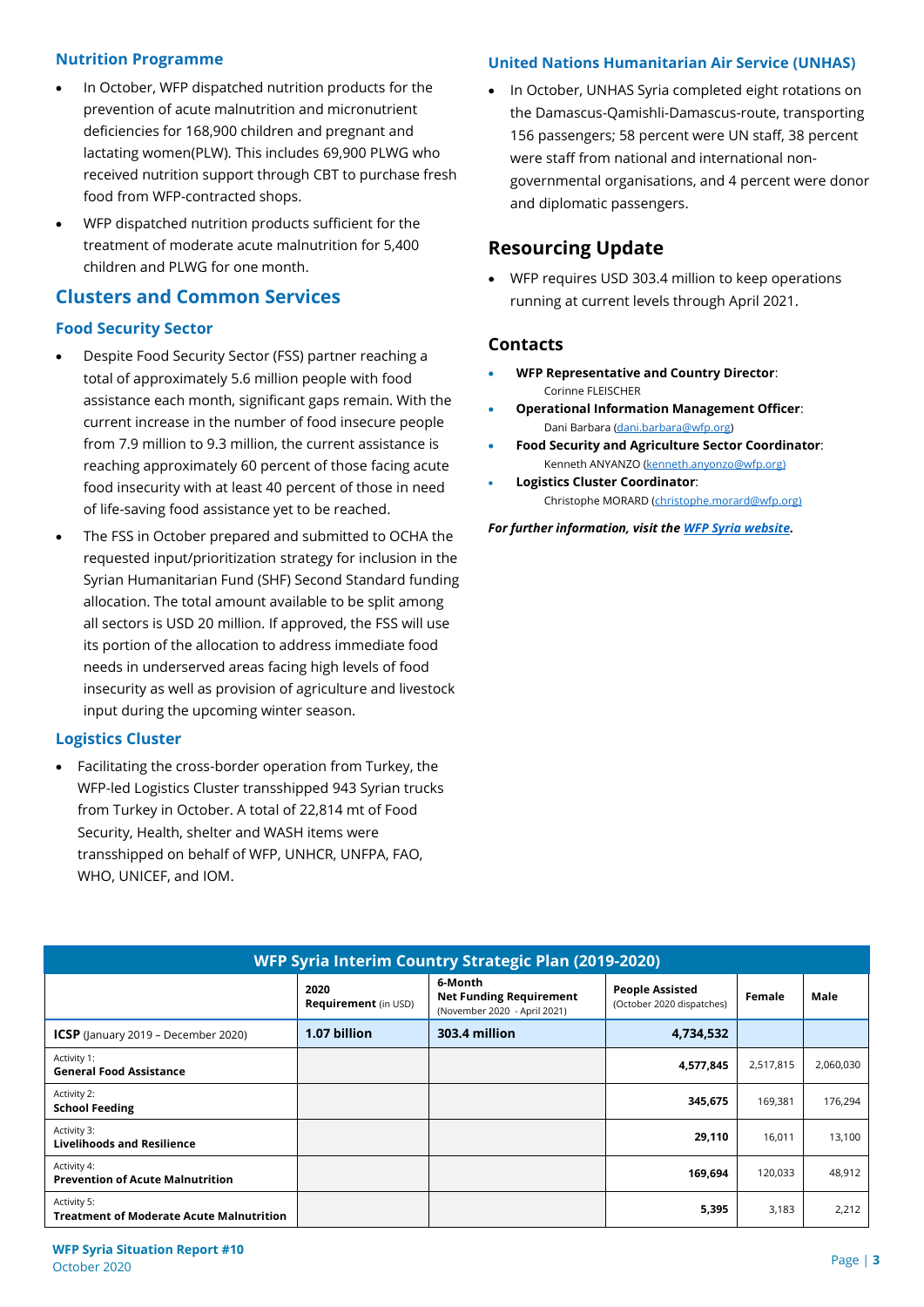### Nutrition Programme

- In October, WFP dispatched nutrition products for the prevention of acute malnutrition and micronutrient deficiencies for 168,900 children and pregnant and lactating women(PLW). This includes 69,900 PLWG who received nutrition support through CBT to purchase fresh food from WFP-contracted shops.
- WFP dispatched nutrition products sufficient for the treatment of moderate acute malnutrition for 5,400 children and PLWG for one month.

## Clusters and Common Services

### Food Security Sector

- Despite Food Security Sector (FSS) partner reaching a total of approximately 5.6 million people with food assistance each month, significant gaps remain. With the current increase in the number of food insecure people from 7.9 million to 9.3 million, the current assistance is reaching approximately 60 percent of those facing acute food insecurity with at least 40 percent of those in need of life-saving food assistance yet to be reached.
- The FSS in October prepared and submitted to OCHA the requested input/prioritization strategy for inclusion in the Syrian Humanitarian Fund (SHF) Second Standard funding allocation. The total amount available to be split among all sectors is USD 20 million. If approved, the FSS will use its portion of the allocation to address immediate food needs in underserved areas facing high levels of food insecurity as well as provision of agriculture and livestock input during the upcoming winter season.

### Logistics Cluster

- Facilitating the cross-border operation from Turkey, the WFP-led Logistics Cluster transshipped 943 Syrian trucks from Turkey in October. A total of 22,814 mt of Food Security, Health, shelter and WASH items were transshipped on behalf of WFP, UNHCR, UNFPA, FAO, WHO, UNICEF, and IOM.

### United Nations Humanitarian Air Service (UNHAS)

- In October, UNHAS Syria completed eight rotations on the Damascus-Qamishli-Damascus-route, transporting 156 passengers; 58 percent were UN staff, 38 percent were staff from national and international non-governmental organisations, and 4 percent were donor and diplomatic passengers.

## Resourcing Update

- WFP requires USD 303.4 million to keep operations running at current levels through April 2021.

## Contacts

- **WFP Representative and Country Director**: Corinne FLEISCHER
- **Operational Information Management Officer**: Dani Barbara (dani.barbara@wfp.org)
- **Food Security and Agriculture Sector Coordinator**: Kenneth ANYANZO (kenneth.anyonzo@wfp.org)
- **Logistics Cluster Coordinator**: Christophe MORARD (christophe.morard@wfp.org)

***For further information, visit the WFP Syria website.***

**WFP Syria Interim Country Strategic Plan (2019-2020)**

| | 2020 Requirement (in USD) | 6-Month Net Funding Requirement (November 2020 - April 2021) | People Assisted (October 2020 dispatches) | Female | Male |
|---|---|---|---|---|---|
| **ICSP** (January 2019 – December 2020) | **1.07 billion** | **303.4 million** | **4,734,532** | | |
| Activity 1: **General Food Assistance** | | | **4,577,845** | 2,517,815 | 2,060,030 |
| Activity 2: **School Feeding** | | | **345,675** | 169,381 | 176,294 |
| Activity 3: **Livelihoods and Resilience** | | | **29,110** | 16,011 | 13,100 |
| Activity 4: **Prevention of Acute Malnutrition** | | | **169,694** | 120,033 | 48,912 |
| Activity 5: **Treatment of Moderate Acute Malnutrition** | | | **5,395** | 3,183 | 2,212 |